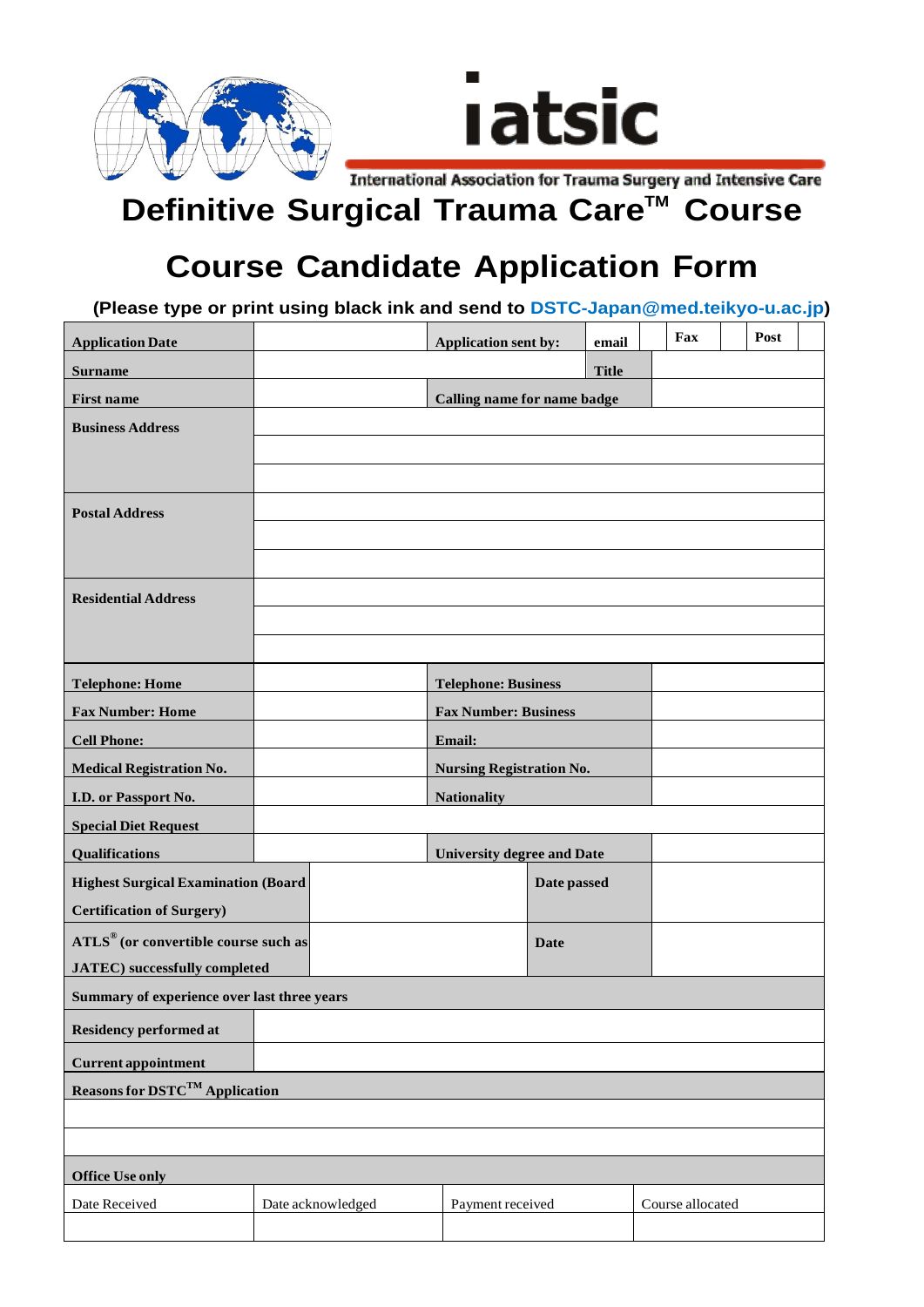iatsic

International Association for Trauma Surgery and Intensive Care

# Definitive Surgical Trauma Care™ Course

# Course Candidate Application Form

**(Please type or print using black ink and send to DSTC-Japan@med.teikyo-u.ac.jp)**

| **Application Date** | | **Application sent by:** | **email** | | **Fax** | | **Post** | |
|---|---|---|---|---|---|---|---|---|
| **Surname** | | | **Title** | | | | | |
| **First name** | | **Calling name for name badge** | | | | | | |
| **Business Address** | | | | | | | | |
| | | | | | | | | |
| | | | | | | | | |
| **Postal Address** | | | | | | | | |
| | | | | | | | | |
| | | | | | | | | |
| **Residential Address** | | | | | | | | |
| | | | | | | | | |
| | | | | | | | | |
| **Telephone: Home** | | **Telephone: Business** | | | | | | |
| **Fax Number: Home** | | **Fax Number: Business** | | | | | | |
| **Cell Phone:** | | **Email:** | | | | | | |
| **Medical Registration No.** | | **Nursing Registration No.** | | | | | | |
| **I.D. or Passport No.** | | **Nationality** | | | | | | |
| **Special Diet Request** | | | | | | | | |
| **Qualifications** | | **University degree and Date** | | | | | | |
| **Highest Surgical Examination (Board Certification of Surgery)** | | **Date passed** | | | | | | |
| **ATLS® (or convertible course such as JATEC) successfully completed** | | **Date** | | | | | | |
| **Summary of experience over last three years** | | | | | | | | |
| **Residency performed at** | | | | | | | | |
| **Current appointment** | | | | | | | | |
| **Reasons for DSTC™ Application** | | | | | | | | |
| | | | | | | | | |
| | | | | | | | | |

| **Office Use only** | | | |
|---|---|---|---|
| Date Received | Date acknowledged | Payment received | Course allocated |
| | | | |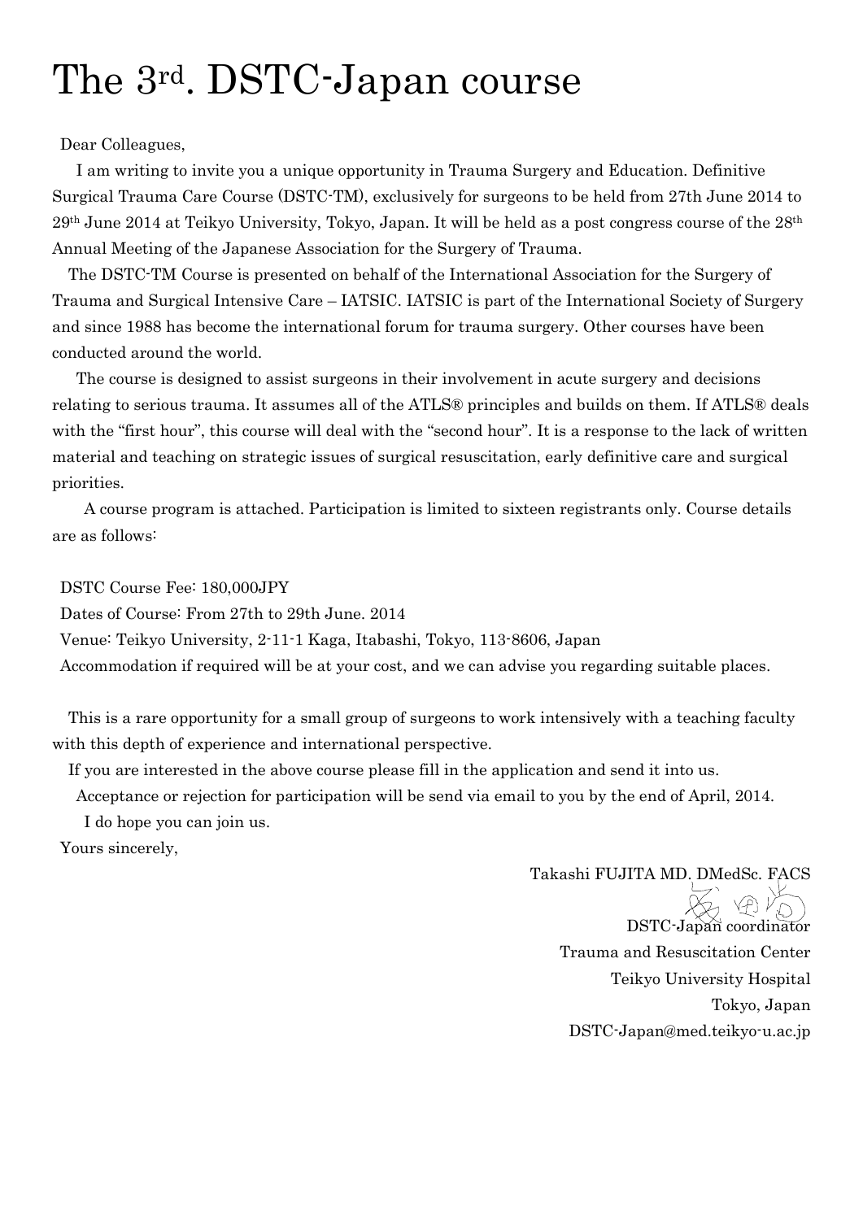# The 3rd. DSTC-Japan course

Dear Colleagues,

I am writing to invite you a unique opportunity in Trauma Surgery and Education. Definitive Surgical Trauma Care Course (DSTC-TM), exclusively for surgeons to be held from 27th June 2014 to 29th June 2014 at Teikyo University, Tokyo, Japan. It will be held as a post congress course of the 28th Annual Meeting of the Japanese Association for the Surgery of Trauma.

The DSTC-TM Course is presented on behalf of the International Association for the Surgery of Trauma and Surgical Intensive Care – IATSIC. IATSIC is part of the International Society of Surgery and since 1988 has become the international forum for trauma surgery. Other courses have been conducted around the world.

The course is designed to assist surgeons in their involvement in acute surgery and decisions relating to serious trauma. It assumes all of the ATLS® principles and builds on them. If ATLS® deals with the "first hour", this course will deal with the "second hour". It is a response to the lack of written material and teaching on strategic issues of surgical resuscitation, early definitive care and surgical priorities.

A course program is attached. Participation is limited to sixteen registrants only. Course details are as follows:

DSTC Course Fee: 180,000JPY

Dates of Course: From 27th to 29th June. 2014

Venue: Teikyo University, 2-11-1 Kaga, Itabashi, Tokyo, 113-8606, Japan

Accommodation if required will be at your cost, and we can advise you regarding suitable places.

This is a rare opportunity for a small group of surgeons to work intensively with a teaching faculty with this depth of experience and international perspective.

If you are interested in the above course please fill in the application and send it into us.

Acceptance or rejection for participation will be send via email to you by the end of April, 2014.

I do hope you can join us.

Yours sincerely,

Takashi FUJITA MD. DMedSc. FACS

DSTC-Japan coordinator

Trauma and Resuscitation Center

Teikyo University Hospital

Tokyo, Japan

DSTC-Japan@med.teikyo-u.ac.jp